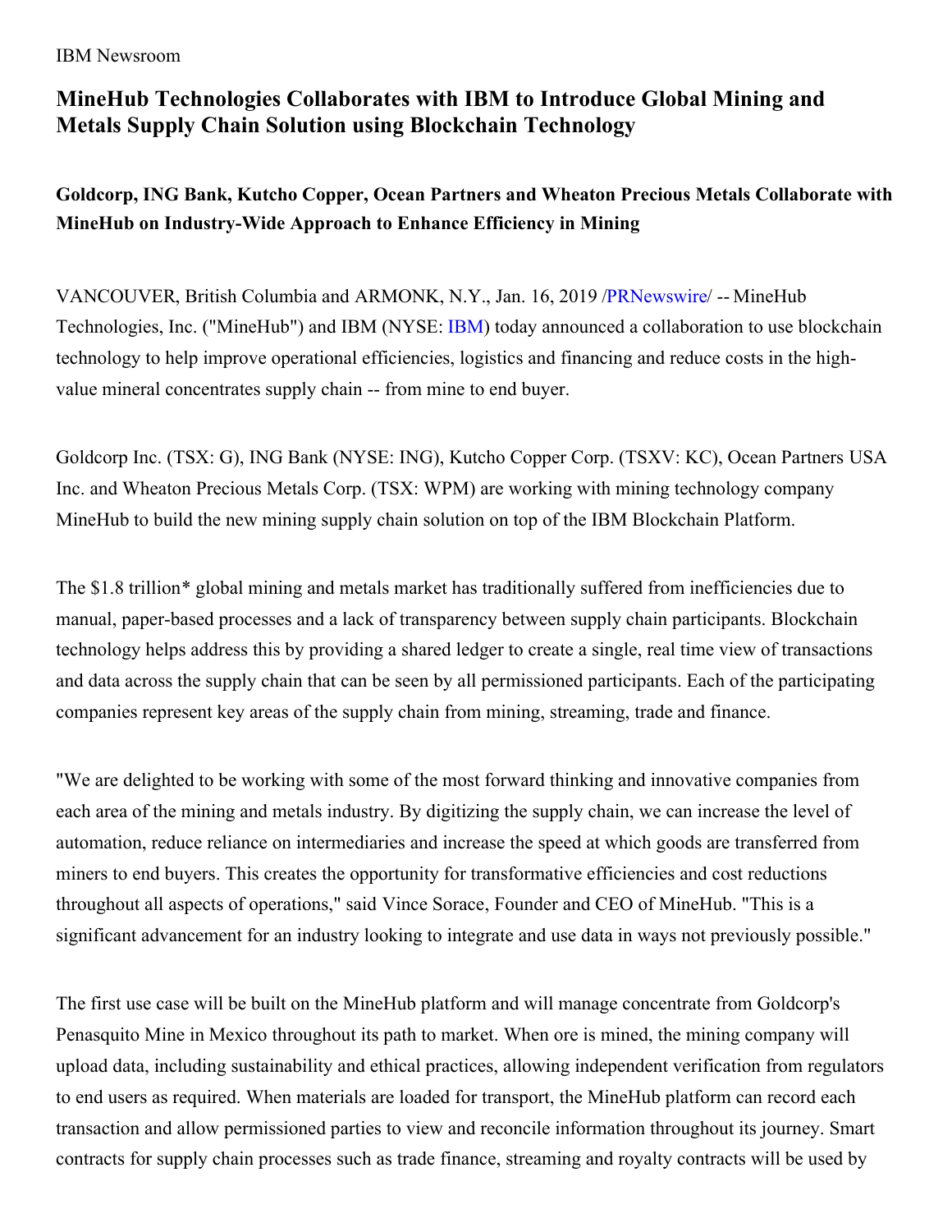IBM Newsroom

# MineHub Technologies Collaborates with IBM to Introduce Global Mining and Metals Supply Chain Solution using Blockchain Technology

## Goldcorp, ING Bank, Kutcho Copper, Ocean Partners and Wheaton Precious Metals Collaborate with MineHub on Industry-Wide Approach to Enhance Efficiency in Mining

VANCOUVER, British Columbia and ARMONK, N.Y., Jan. 16, 2019 /PRNewswire/ -- MineHub Technologies, Inc. ("MineHub") and IBM (NYSE: IBM) today announced a collaboration to use blockchain technology to help improve operational efficiencies, logistics and financing and reduce costs in the high-value mineral concentrates supply chain -- from mine to end buyer.

Goldcorp Inc. (TSX: G), ING Bank (NYSE: ING), Kutcho Copper Corp. (TSXV: KC), Ocean Partners USA Inc. and Wheaton Precious Metals Corp. (TSX: WPM) are working with mining technology company MineHub to build the new mining supply chain solution on top of the IBM Blockchain Platform.

The $1.8 trillion* global mining and metals market has traditionally suffered from inefficiencies due to manual, paper-based processes and a lack of transparency between supply chain participants. Blockchain technology helps address this by providing a shared ledger to create a single, real time view of transactions and data across the supply chain that can be seen by all permissioned participants. Each of the participating companies represent key areas of the supply chain from mining, streaming, trade and finance.

"We are delighted to be working with some of the most forward thinking and innovative companies from each area of the mining and metals industry. By digitizing the supply chain, we can increase the level of automation, reduce reliance on intermediaries and increase the speed at which goods are transferred from miners to end buyers. This creates the opportunity for transformative efficiencies and cost reductions throughout all aspects of operations," said Vince Sorace, Founder and CEO of MineHub. "This is a significant advancement for an industry looking to integrate and use data in ways not previously possible."

The first use case will be built on the MineHub platform and will manage concentrate from Goldcorp's Penasquito Mine in Mexico throughout its path to market. When ore is mined, the mining company will upload data, including sustainability and ethical practices, allowing independent verification from regulators to end users as required. When materials are loaded for transport, the MineHub platform can record each transaction and allow permissioned parties to view and reconcile information throughout its journey. Smart contracts for supply chain processes such as trade finance, streaming and royalty contracts will be used by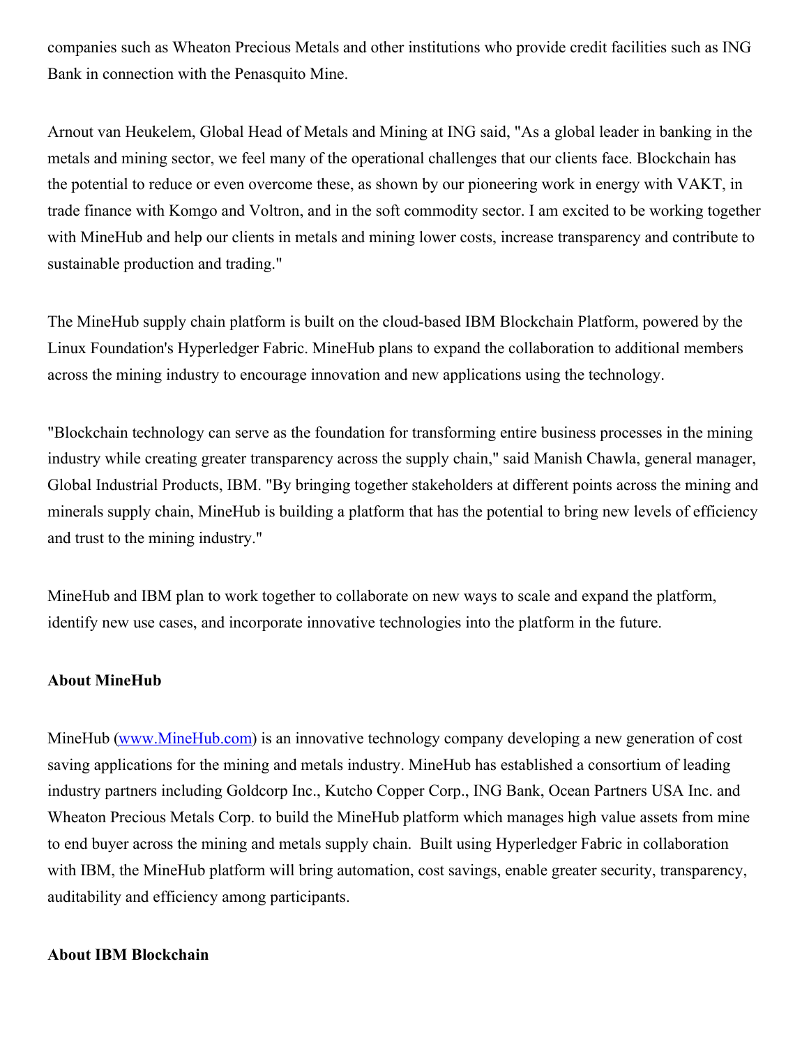companies such as Wheaton Precious Metals and other institutions who provide credit facilities such as ING Bank in connection with the Penasquito Mine.

Arnout van Heukelem, Global Head of Metals and Mining at ING said, "As a global leader in banking in the metals and mining sector, we feel many of the operational challenges that our clients face. Blockchain has the potential to reduce or even overcome these, as shown by our pioneering work in energy with VAKT, in trade finance with Komgo and Voltron, and in the soft commodity sector. I am excited to be working together with MineHub and help our clients in metals and mining lower costs, increase transparency and contribute to sustainable production and trading."

The MineHub supply chain platform is built on the cloud-based IBM Blockchain Platform, powered by the Linux Foundation's Hyperledger Fabric. MineHub plans to expand the collaboration to additional members across the mining industry to encourage innovation and new applications using the technology.

"Blockchain technology can serve as the foundation for transforming entire business processes in the mining industry while creating greater transparency across the supply chain," said Manish Chawla, general manager, Global Industrial Products, IBM. "By bringing together stakeholders at different points across the mining and minerals supply chain, MineHub is building a platform that has the potential to bring new levels of efficiency and trust to the mining industry."

MineHub and IBM plan to work together to collaborate on new ways to scale and expand the platform, identify new use cases, and incorporate innovative technologies into the platform in the future.

**About MineHub**

MineHub ([www.MineHub.com](http://www.MineHub.com)) is an innovative technology company developing a new generation of cost saving applications for the mining and metals industry. MineHub has established a consortium of leading industry partners including Goldcorp Inc., Kutcho Copper Corp., ING Bank, Ocean Partners USA Inc. and Wheaton Precious Metals Corp. to build the MineHub platform which manages high value assets from mine to end buyer across the mining and metals supply chain. Built using Hyperledger Fabric in collaboration with IBM, the MineHub platform will bring automation, cost savings, enable greater security, transparency, auditability and efficiency among participants.

**About IBM Blockchain**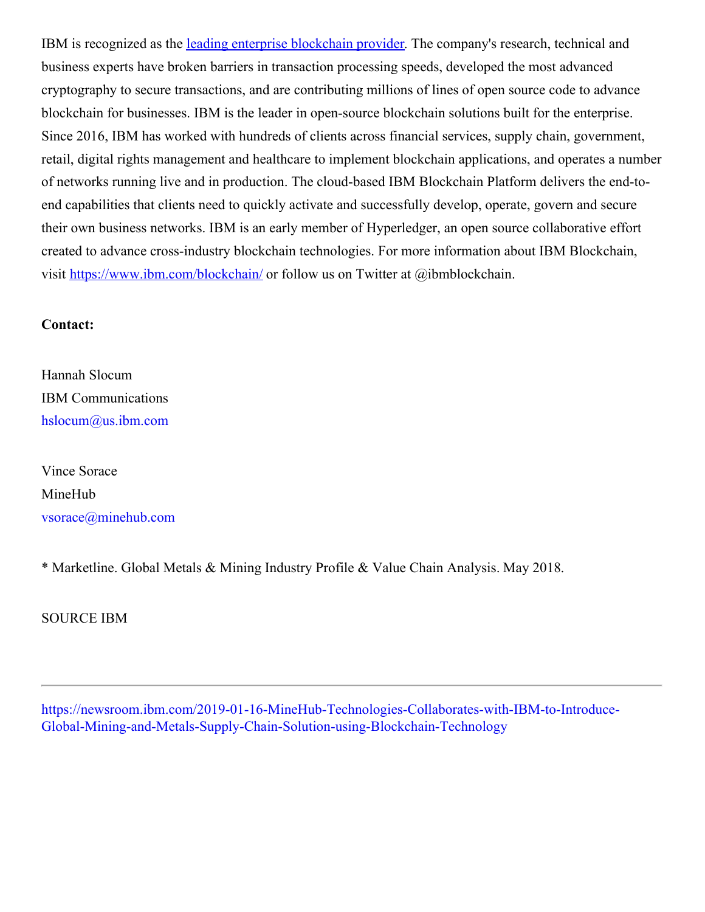IBM is recognized as the [leading enterprise blockchain provider](). The company's research, technical and business experts have broken barriers in transaction processing speeds, developed the most advanced cryptography to secure transactions, and are contributing millions of lines of open source code to advance blockchain for businesses. IBM is the leader in open-source blockchain solutions built for the enterprise. Since 2016, IBM has worked with hundreds of clients across financial services, supply chain, government, retail, digital rights management and healthcare to implement blockchain applications, and operates a number of networks running live and in production. The cloud-based IBM Blockchain Platform delivers the end-to-end capabilities that clients need to quickly activate and successfully develop, operate, govern and secure their own business networks. IBM is an early member of Hyperledger, an open source collaborative effort created to advance cross-industry blockchain technologies. For more information about IBM Blockchain, visit https://www.ibm.com/blockchain/ or follow us on Twitter at @ibmblockchain.

**Contact:**

Hannah Slocum
IBM Communications
hslocum@us.ibm.com

Vince Sorace
MineHub
vsorace@minehub.com

* Marketline. Global Metals & Mining Industry Profile & Value Chain Analysis. May 2018.

SOURCE IBM

---

https://newsroom.ibm.com/2019-01-16-MineHub-Technologies-Collaborates-with-IBM-to-Introduce-Global-Mining-and-Metals-Supply-Chain-Solution-using-Blockchain-Technology